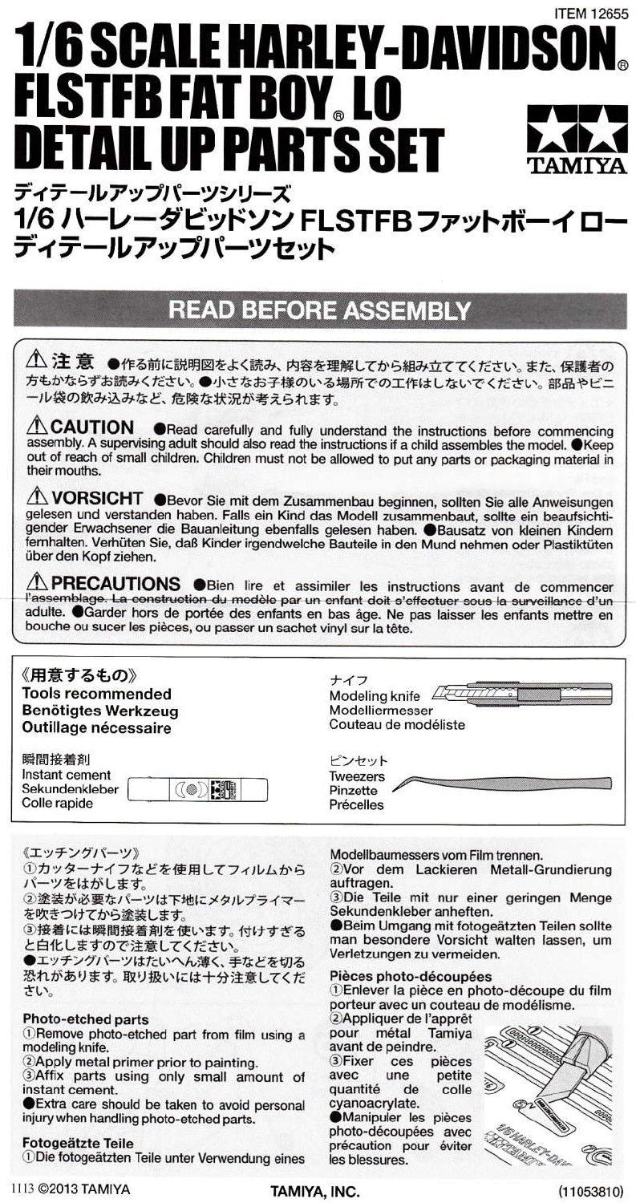ITEM 12655

# 1/6 SCALE HARLEY-DAVIDSON® FLSTFB FAT BOY® LO DETAIL UP PARTS SET

TAMIYA

## ディテールアップパーツシリーズ
## 1/6 ハーレーダビッドソン FLSTFB ファットボーイロー ディテールアップパーツセット

## READ BEFORE ASSEMBLY

⚠**注 意** ●作る前に説明図をよく読み、内容を理解してから組み立ててください。また、保護者の方もかならずお読みください。●小さなお子様のいる場所での工作はしないでください。部品やビニール袋の飲み込みなど、危険な状況が考えられます。

⚠**CAUTION** ●Read carefully and fully understand the instructions before commencing assembly. A supervising adult should also read the instructions if a child assembles the model. ●Keep out of reach of small children. Children must not be allowed to put any parts or packaging material in their mouths.

⚠**VORSICHT** ●Bevor Sie mit dem Zusammenbau beginnen, sollten Sie alle Anweisungen gelesen und verstanden haben. Falls ein Kind das Modell zusammenbaut, sollte ein beaufsichtigender Erwachsener die Bauanleitung ebenfalls gelesen haben. ●Bausatz von kleinen Kindern fernhalten. Verhüten Sie, daß Kinder irgendwelche Bauteile in den Mund nehmen oder Plastiktüten über den Kopf ziehen.

⚠**PRECAUTIONS** ●Bien lire et assimiler les instructions avant de commencer l'assemblage. La construction du modèle par un enfant doit s'effectuer sous la surveillance d'un adulte. ●Garder hors de portée des enfants en bas âge. Ne pas laisser les enfants mettre en bouche ou sucer les pièces, ou passer un sachet vinyl sur la tête.

**《用意するもの》**
**Tools recommended**
**Benötigtes Werkzeug**
**Outillage nécessaire**

瞬間接着剤
Instant cement
Sekundenkleber
Colle rapide

ナイフ
Modeling knife
Modelliermesser
Couteau de modéliste

ピンセット
Tweezers
Pinzette
Précelles

《エッチングパーツ》
①カッターナイフなどを使用してフィルムからパーツをはがします。
②塗装が必要なパーツは下地にメタルプライマーを吹きつけてから塗装します。
③接着には瞬間接着剤を使います。付けすぎると白化しますので注意してください。
●エッチングパーツはたいへん薄く、手などを切る恐れがあります。取り扱いには十分注意してください。

**Photo-etched parts**
①Remove photo-etched part from film using a modeling knife.
②Apply metal primer prior to painting.
③Affix parts using only small amount of instant cement.
●Extra care should be taken to avoid personal injury when handling photo-etched parts.

**Fotogeätzte Teile**
①Die fotogeätzten Teile unter Verwendung eines Modellbaumessers vom Film trennen.
②Vor dem Lackieren Metall-Grundierung auftragen.
③Die Teile mit nur einer geringen Menge Sekundenkleber anheften.
●Beim Umgang mit fotogeätzten Teilen sollte man besondere Vorsicht walten lassen, um Verletzungen zu vermeiden.

**Pièces photo-découpées**
①Enlever la pièce en photo-découpe du film porteur avec un couteau de modélisme.
②Appliquer de l'apprêt pour métal Tamiya avant de peindre.
③Fixer ces pièces avec une petite quantité de colle cyanoacrylate.
●Manipuler les pièces photo-découpées avec précaution pour éviter les blessures.

1113 ©2013 TAMIYA — TAMIYA, INC. — (11053810)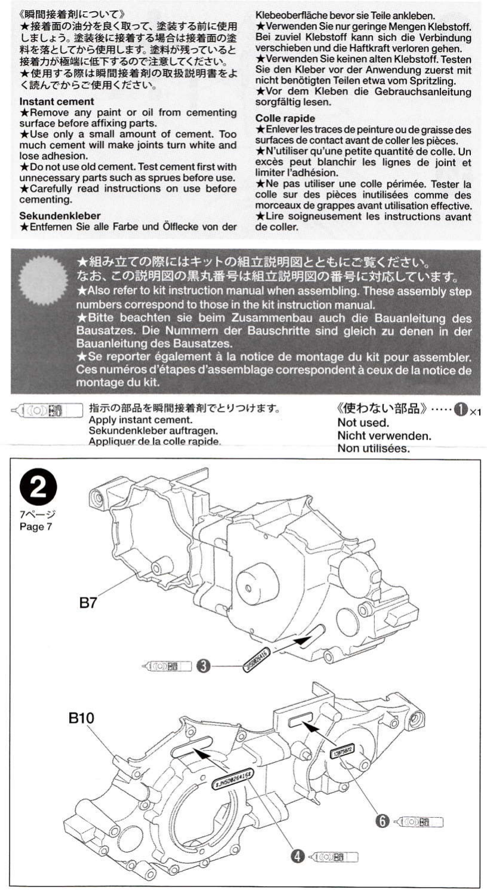《瞬間接着剤について》

★接着面の油分を良く取って、塗装する前に使用しましょう。塗装後に接着する場合は接着面の塗料を落としてから使用します。塗料が残っていると接着力が極端に低下するので注意してください。

★使用する際は瞬間接着剤の取扱説明書をよく読んでからご使用ください。

**Instant cement**

★Remove any paint or oil from cementing surface before affixing parts.

★Use only a small amount of cement. Too much cement will make joints turn white and lose adhesion.

★Do not use old cement. Test cement first with unnecessary parts such as sprues before use.

★Carefully read instructions on use before cementing.

**Sekundenkleber**

★Entfernen Sie alle Farbe und Ölflecke von der Klebeoberfläche bevor sie Teile ankleben.

★Verwenden Sie nur geringe Mengen Klebstoff. Bei zuviel Klebstoff kann sich die Verbindung verschieben und die Haftkraft verloren gehen.

★Verwenden Sie keinen alten Klebstoff. Testen Sie den Kleber vor der Anwendung zuerst mit nicht benötigten Teilen etwa vom Spritzling.

★Vor dem Kleben die Gebrauchsanleitung sorgfältig lesen.

**Colle rapide**

★Enlever les traces de peinture ou de graisse des surfaces de contact avant de coller les pièces.

★N'utiliser qu'une petite quantité de colle. Un excès peut blanchir les lignes de joint et limiter l'adhésion.

★Ne pas utiliser une colle périmée. Tester la colle sur des pièces inutilisées comme des morceaux de grappes avant utilisation effective.

★Lire soigneusement les instructions avant de coller.

★組み立ての際にはキットの組立説明図とともにご覧ください。
なお、この説明図の黒丸番号は組立説明図の番号に対応しています。

★Also refer to kit instruction manual when assembling. These assembly step numbers correspond to those in the kit instruction manual.

★Bitte beachten sie beim Zusammenbau auch die Bauanleitung des Bausatzes. Die Nummern der Bauschritte sind gleich zu denen in der Bauanleitung des Bausatzes.

★Se reporter également à la notice de montage du kit pour assembler. Ces numéros d'étapes d'assemblage correspondent à ceux de la notice de montage du kit.

指示の部品を瞬間接着剤でとりつけます。
Apply instant cement.
Sekundenkleber auftragen.
Appliquer de la colle rapide.

《使わない部品》…… ❶×1
Not used.
Nicht verwenden.
Non utilisées.

**2**

7ページ
Page 7

B7

❸

B10

❹

❻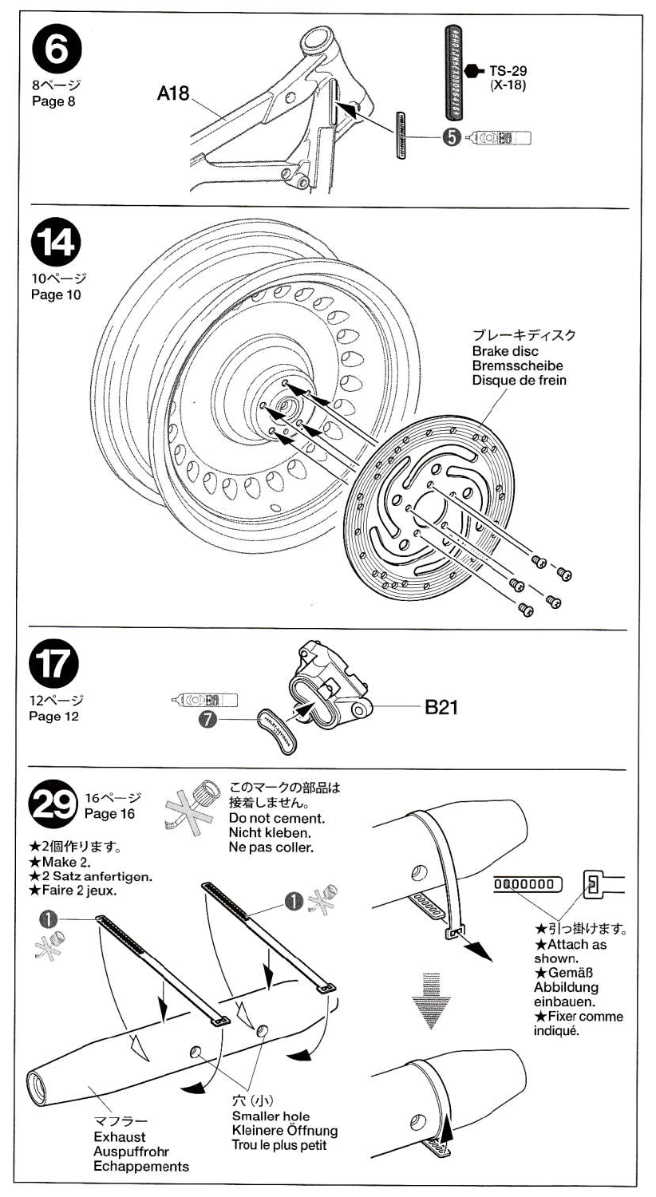## 6

8ページ
Page 8

A18

TS-29
(X-18)

5

## 14

10ページ
Page 10

ブレーキディスク
Brake disc
Bremsscheibe
Disque de frein

## 17

12ページ
Page 12

7

B21

## 29

16ページ
Page 16

このマークの部品は接着しません。
Do not cement.
Nicht kleben.
Ne pas coller.

★2個作ります。
★Make 2.
★2 Satz anfertigen.
★Faire 2 jeux.

1

1

マフラー
Exhaust
Auspuffrohr
Echappements

穴（小）
Smaller hole
Kleinere Öffnung
Trou le plus petit

★引っ掛けます。
★Attach as shown.
★Gemäß Abbildung einbauen.
★Fixer comme indiqué.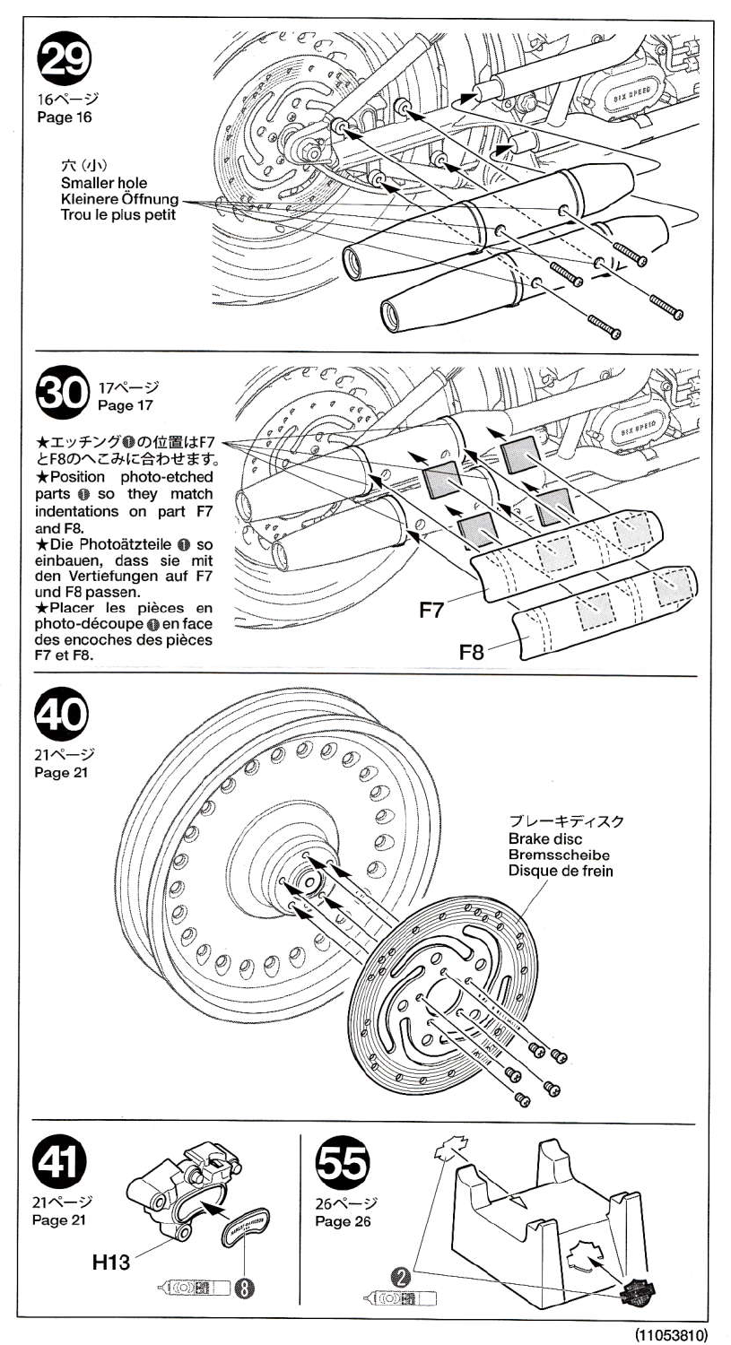**29**

16ページ
Page 16

穴（小）
Smaller hole
Kleinere Öffnung
Trou le plus petit

**30**

17ページ
Page 17

★エッチング❶の位置はF7とF8のへこみに合わせます。
★Position photo-etched parts ❶ so they match indentations on part F7 and F8.
★Die Photoätzteile ❶ so einbauen, dass sie mit den Vertiefungen auf F7 und F8 passen.
★Placer les pièces en photo-découpe ❶ en face des encoches des pièces F7 et F8.

F7

F8

**40**

21ページ
Page 21

ブレーキディスク
Brake disc
Bremsscheibe
Disque de frein

**41**

21ページ
Page 21

H13

❽

**55**

26ページ
Page 26

❷

(11053810)